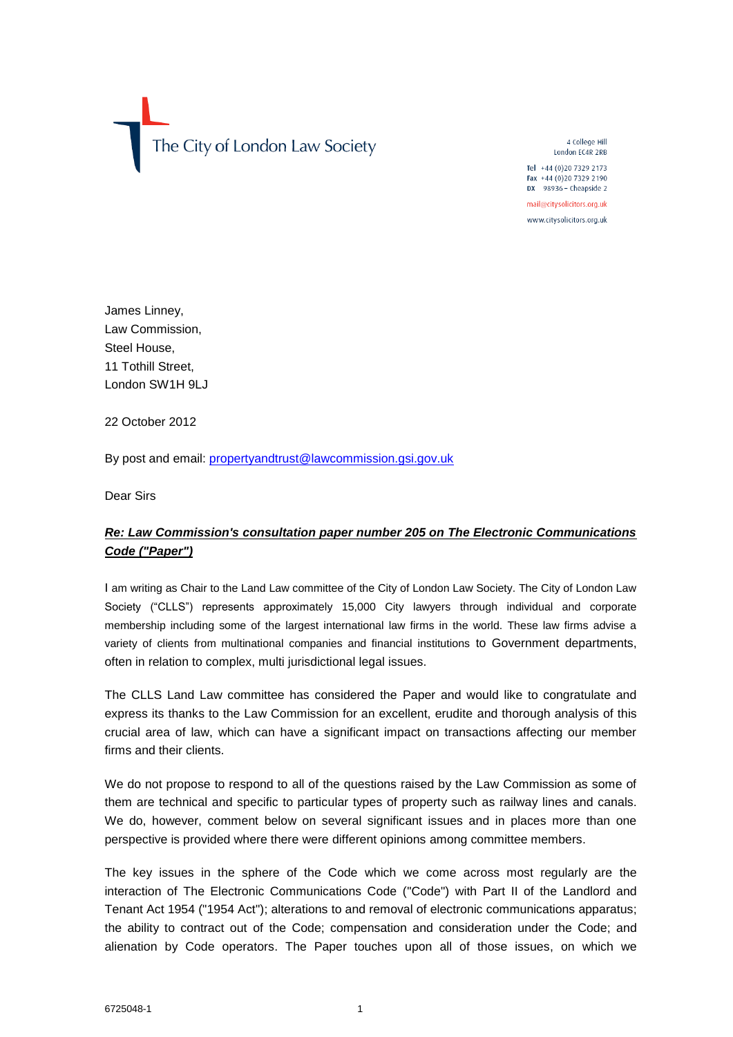The City of London Law Society

4 College Hill
London EC4R 2RB

Tel +44 (0)20 7329 2173
Fax +44 (0)20 7329 2190
DX 98936 – Cheapside 2

mail@citysolicitors.org.uk

www.citysolicitors.org.uk

James Linney,
Law Commission,
Steel House,
11 Tothill Street,
London SW1H 9LJ

22 October 2012

By post and email: propertyandtrust@lawcommission.gsi.gov.uk

Dear Sirs

***Re: Law Commission's consultation paper number 205 on The Electronic Communications Code ("Paper")***

I am writing as Chair to the Land Law committee of the City of London Law Society. The City of London Law Society ("CLLS") represents approximately 15,000 City lawyers through individual and corporate membership including some of the largest international law firms in the world. These law firms advise a variety of clients from multinational companies and financial institutions to Government departments, often in relation to complex, multi jurisdictional legal issues.

The CLLS Land Law committee has considered the Paper and would like to congratulate and express its thanks to the Law Commission for an excellent, erudite and thorough analysis of this crucial area of law, which can have a significant impact on transactions affecting our member firms and their clients.

We do not propose to respond to all of the questions raised by the Law Commission as some of them are technical and specific to particular types of property such as railway lines and canals. We do, however, comment below on several significant issues and in places more than one perspective is provided where there were different opinions among committee members.

The key issues in the sphere of the Code which we come across most regularly are the interaction of The Electronic Communications Code ("Code") with Part II of the Landlord and Tenant Act 1954 ("1954 Act"); alterations to and removal of electronic communications apparatus; the ability to contract out of the Code; compensation and consideration under the Code; and alienation by Code operators. The Paper touches upon all of those issues, on which we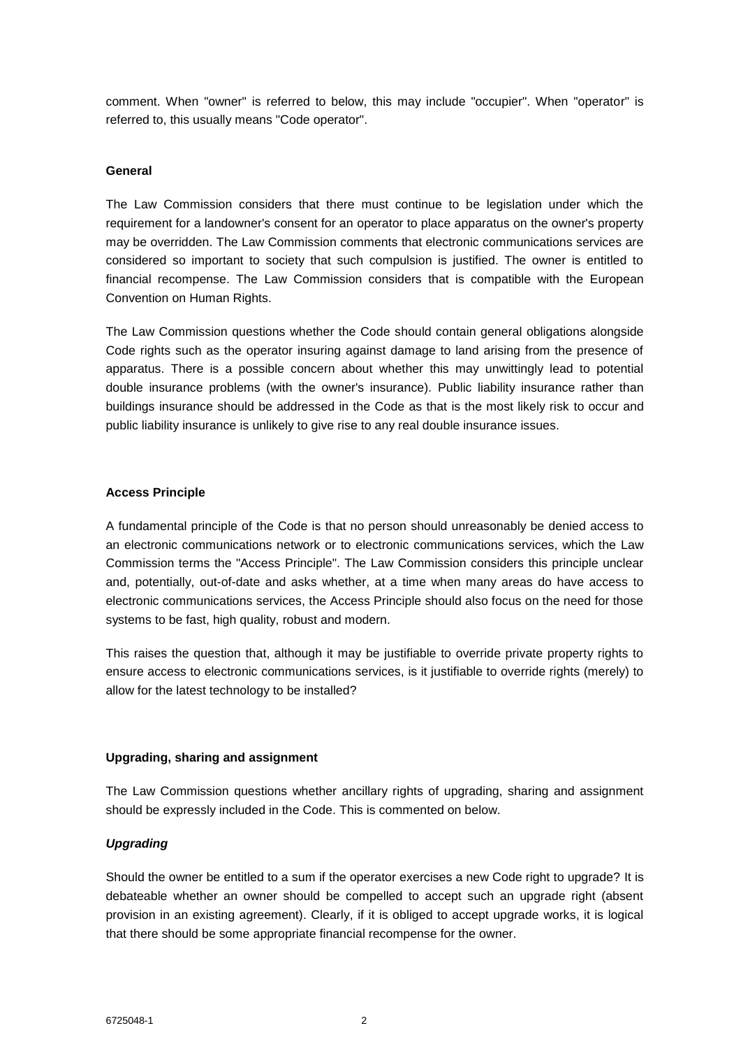comment. When "owner" is referred to below, this may include "occupier". When "operator" is referred to, this usually means "Code operator".

**General**

The Law Commission considers that there must continue to be legislation under which the requirement for a landowner's consent for an operator to place apparatus on the owner's property may be overridden. The Law Commission comments that electronic communications services are considered so important to society that such compulsion is justified. The owner is entitled to financial recompense. The Law Commission considers that is compatible with the European Convention on Human Rights.

The Law Commission questions whether the Code should contain general obligations alongside Code rights such as the operator insuring against damage to land arising from the presence of apparatus. There is a possible concern about whether this may unwittingly lead to potential double insurance problems (with the owner's insurance). Public liability insurance rather than buildings insurance should be addressed in the Code as that is the most likely risk to occur and public liability insurance is unlikely to give rise to any real double insurance issues.

**Access Principle**

A fundamental principle of the Code is that no person should unreasonably be denied access to an electronic communications network or to electronic communications services, which the Law Commission terms the "Access Principle". The Law Commission considers this principle unclear and, potentially, out-of-date and asks whether, at a time when many areas do have access to electronic communications services, the Access Principle should also focus on the need for those systems to be fast, high quality, robust and modern.

This raises the question that, although it may be justifiable to override private property rights to ensure access to electronic communications services, is it justifiable to override rights (merely) to allow for the latest technology to be installed?

**Upgrading, sharing and assignment**

The Law Commission questions whether ancillary rights of upgrading, sharing and assignment should be expressly included in the Code. This is commented on below.

***Upgrading***

Should the owner be entitled to a sum if the operator exercises a new Code right to upgrade? It is debateable whether an owner should be compelled to accept such an upgrade right (absent provision in an existing agreement). Clearly, if it is obliged to accept upgrade works, it is logical that there should be some appropriate financial recompense for the owner.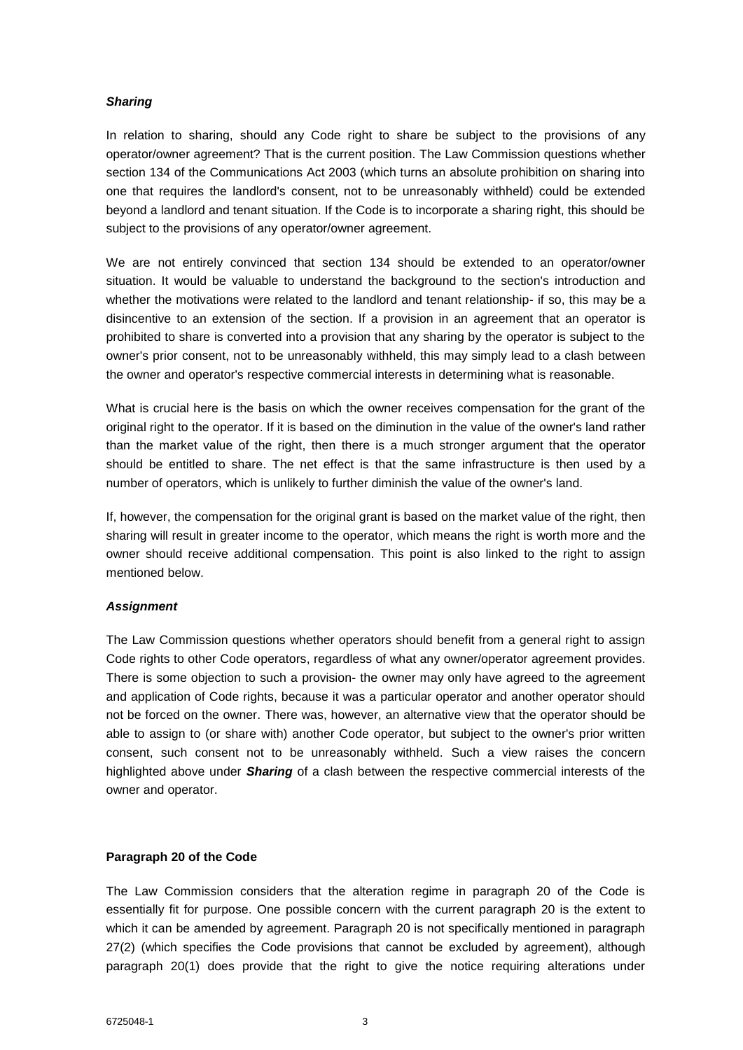### *Sharing*

In relation to sharing, should any Code right to share be subject to the provisions of any operator/owner agreement? That is the current position. The Law Commission questions whether section 134 of the Communications Act 2003 (which turns an absolute prohibition on sharing into one that requires the landlord's consent, not to be unreasonably withheld) could be extended beyond a landlord and tenant situation. If the Code is to incorporate a sharing right, this should be subject to the provisions of any operator/owner agreement.

We are not entirely convinced that section 134 should be extended to an operator/owner situation. It would be valuable to understand the background to the section's introduction and whether the motivations were related to the landlord and tenant relationship- if so, this may be a disincentive to an extension of the section. If a provision in an agreement that an operator is prohibited to share is converted into a provision that any sharing by the operator is subject to the owner's prior consent, not to be unreasonably withheld, this may simply lead to a clash between the owner and operator's respective commercial interests in determining what is reasonable.

What is crucial here is the basis on which the owner receives compensation for the grant of the original right to the operator. If it is based on the diminution in the value of the owner's land rather than the market value of the right, then there is a much stronger argument that the operator should be entitled to share. The net effect is that the same infrastructure is then used by a number of operators, which is unlikely to further diminish the value of the owner's land.

If, however, the compensation for the original grant is based on the market value of the right, then sharing will result in greater income to the operator, which means the right is worth more and the owner should receive additional compensation. This point is also linked to the right to assign mentioned below.

### *Assignment*

The Law Commission questions whether operators should benefit from a general right to assign Code rights to other Code operators, regardless of what any owner/operator agreement provides. There is some objection to such a provision- the owner may only have agreed to the agreement and application of Code rights, because it was a particular operator and another operator should not be forced on the owner. There was, however, an alternative view that the operator should be able to assign to (or share with) another Code operator, but subject to the owner's prior written consent, such consent not to be unreasonably withheld. Such a view raises the concern highlighted above under ***Sharing*** of a clash between the respective commercial interests of the owner and operator.

### **Paragraph 20 of the Code**

The Law Commission considers that the alteration regime in paragraph 20 of the Code is essentially fit for purpose. One possible concern with the current paragraph 20 is the extent to which it can be amended by agreement. Paragraph 20 is not specifically mentioned in paragraph 27(2) (which specifies the Code provisions that cannot be excluded by agreement), although paragraph 20(1) does provide that the right to give the notice requiring alterations under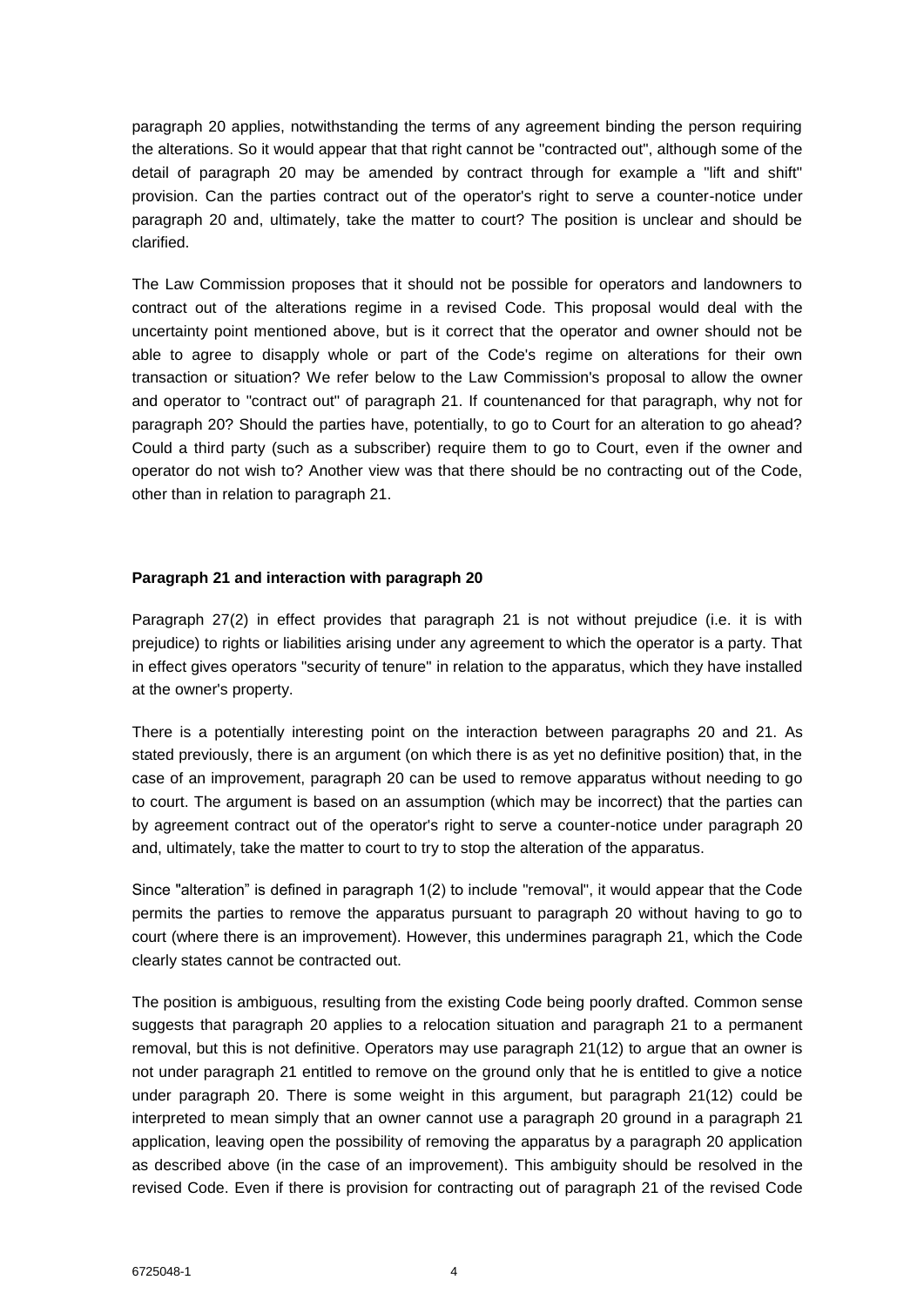paragraph 20 applies, notwithstanding the terms of any agreement binding the person requiring the alterations. So it would appear that that right cannot be "contracted out", although some of the detail of paragraph 20 may be amended by contract through for example a "lift and shift" provision. Can the parties contract out of the operator's right to serve a counter-notice under paragraph 20 and, ultimately, take the matter to court? The position is unclear and should be clarified.

The Law Commission proposes that it should not be possible for operators and landowners to contract out of the alterations regime in a revised Code. This proposal would deal with the uncertainty point mentioned above, but is it correct that the operator and owner should not be able to agree to disapply whole or part of the Code's regime on alterations for their own transaction or situation? We refer below to the Law Commission's proposal to allow the owner and operator to "contract out" of paragraph 21. If countenanced for that paragraph, why not for paragraph 20? Should the parties have, potentially, to go to Court for an alteration to go ahead? Could a third party (such as a subscriber) require them to go to Court, even if the owner and operator do not wish to? Another view was that there should be no contracting out of the Code, other than in relation to paragraph 21.

**Paragraph 21 and interaction with paragraph 20**

Paragraph 27(2) in effect provides that paragraph 21 is not without prejudice (i.e. it is with prejudice) to rights or liabilities arising under any agreement to which the operator is a party. That in effect gives operators "security of tenure" in relation to the apparatus, which they have installed at the owner's property.

There is a potentially interesting point on the interaction between paragraphs 20 and 21. As stated previously, there is an argument (on which there is as yet no definitive position) that, in the case of an improvement, paragraph 20 can be used to remove apparatus without needing to go to court. The argument is based on an assumption (which may be incorrect) that the parties can by agreement contract out of the operator's right to serve a counter-notice under paragraph 20 and, ultimately, take the matter to court to try to stop the alteration of the apparatus.

Since "alteration" is defined in paragraph 1(2) to include "removal", it would appear that the Code permits the parties to remove the apparatus pursuant to paragraph 20 without having to go to court (where there is an improvement). However, this undermines paragraph 21, which the Code clearly states cannot be contracted out.

The position is ambiguous, resulting from the existing Code being poorly drafted. Common sense suggests that paragraph 20 applies to a relocation situation and paragraph 21 to a permanent removal, but this is not definitive. Operators may use paragraph 21(12) to argue that an owner is not under paragraph 21 entitled to remove on the ground only that he is entitled to give a notice under paragraph 20. There is some weight in this argument, but paragraph 21(12) could be interpreted to mean simply that an owner cannot use a paragraph 20 ground in a paragraph 21 application, leaving open the possibility of removing the apparatus by a paragraph 20 application as described above (in the case of an improvement). This ambiguity should be resolved in the revised Code. Even if there is provision for contracting out of paragraph 21 of the revised Code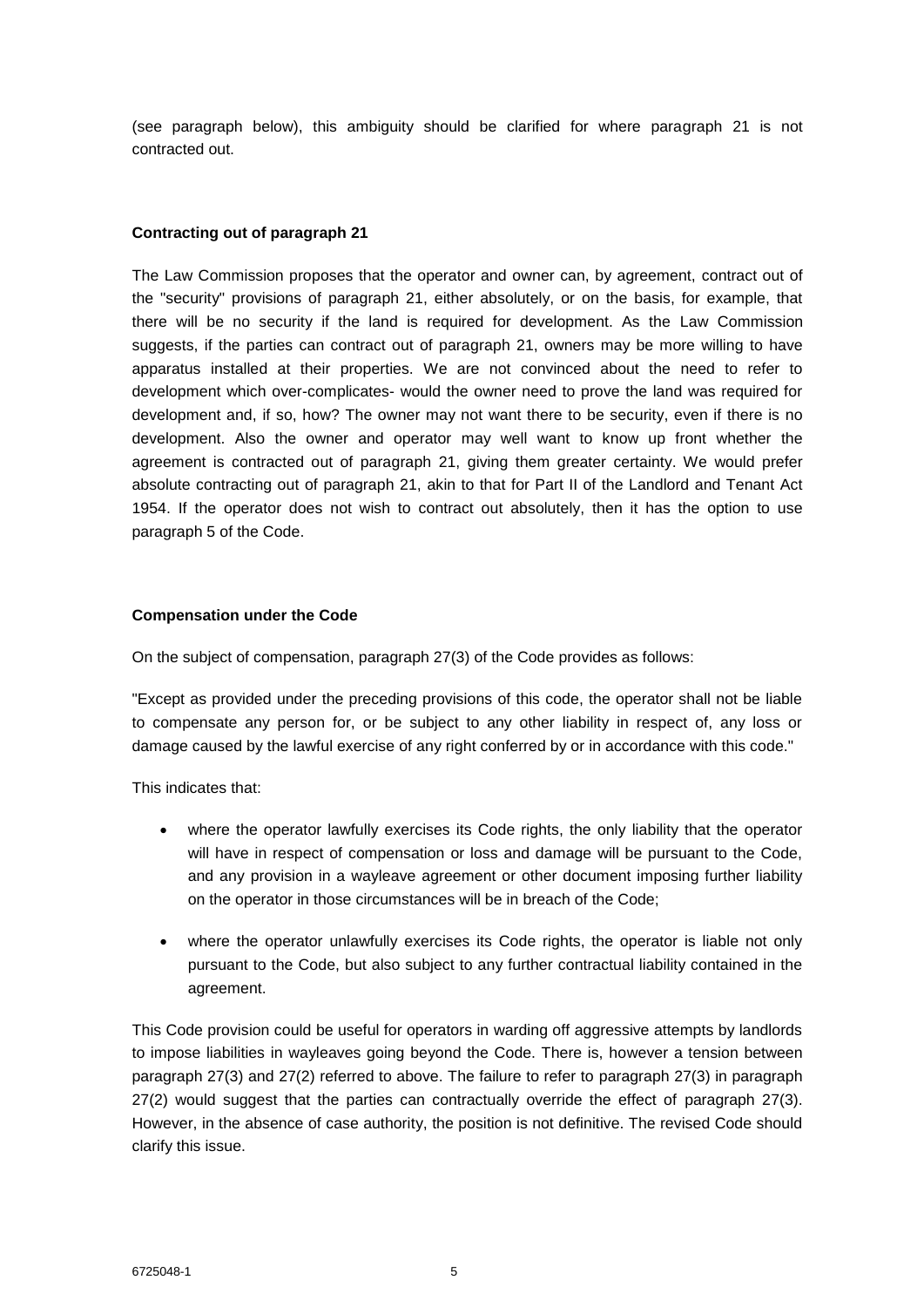(see paragraph below), this ambiguity should be clarified for where paragraph 21 is not contracted out.

**Contracting out of paragraph 21**

The Law Commission proposes that the operator and owner can, by agreement, contract out of the "security" provisions of paragraph 21, either absolutely, or on the basis, for example, that there will be no security if the land is required for development. As the Law Commission suggests, if the parties can contract out of paragraph 21, owners may be more willing to have apparatus installed at their properties. We are not convinced about the need to refer to development which over-complicates- would the owner need to prove the land was required for development and, if so, how? The owner may not want there to be security, even if there is no development. Also the owner and operator may well want to know up front whether the agreement is contracted out of paragraph 21, giving them greater certainty. We would prefer absolute contracting out of paragraph 21, akin to that for Part II of the Landlord and Tenant Act 1954. If the operator does not wish to contract out absolutely, then it has the option to use paragraph 5 of the Code.

**Compensation under the Code**

On the subject of compensation, paragraph 27(3) of the Code provides as follows:

"Except as provided under the preceding provisions of this code, the operator shall not be liable to compensate any person for, or be subject to any other liability in respect of, any loss or damage caused by the lawful exercise of any right conferred by or in accordance with this code."

This indicates that:

- where the operator lawfully exercises its Code rights, the only liability that the operator will have in respect of compensation or loss and damage will be pursuant to the Code, and any provision in a wayleave agreement or other document imposing further liability on the operator in those circumstances will be in breach of the Code;
- where the operator unlawfully exercises its Code rights, the operator is liable not only pursuant to the Code, but also subject to any further contractual liability contained in the agreement.

This Code provision could be useful for operators in warding off aggressive attempts by landlords to impose liabilities in wayleaves going beyond the Code. There is, however a tension between paragraph 27(3) and 27(2) referred to above. The failure to refer to paragraph 27(3) in paragraph 27(2) would suggest that the parties can contractually override the effect of paragraph 27(3). However, in the absence of case authority, the position is not definitive. The revised Code should clarify this issue.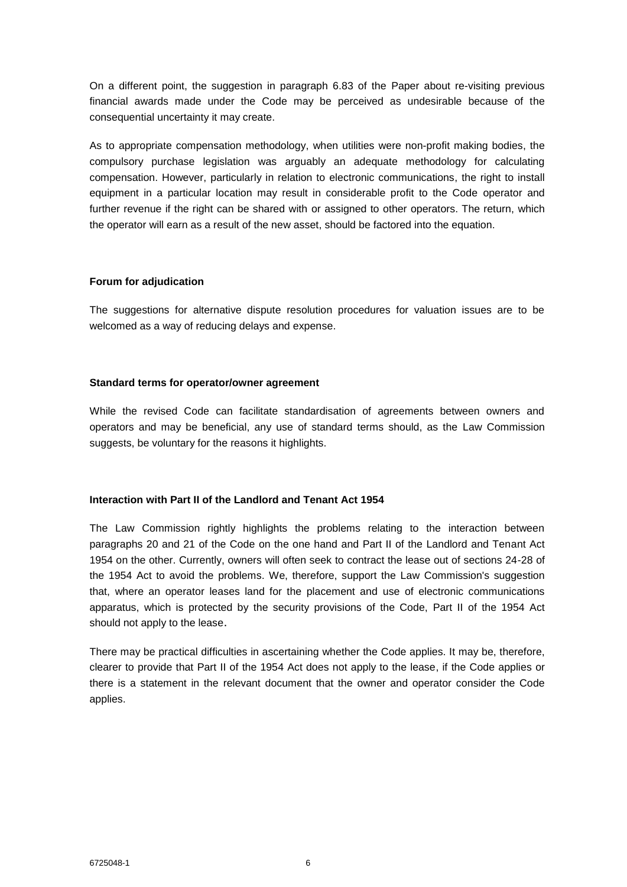On a different point, the suggestion in paragraph 6.83 of the Paper about re-visiting previous financial awards made under the Code may be perceived as undesirable because of the consequential uncertainty it may create.

As to appropriate compensation methodology, when utilities were non-profit making bodies, the compulsory purchase legislation was arguably an adequate methodology for calculating compensation. However, particularly in relation to electronic communications, the right to install equipment in a particular location may result in considerable profit to the Code operator and further revenue if the right can be shared with or assigned to other operators. The return, which the operator will earn as a result of the new asset, should be factored into the equation.

**Forum for adjudication**

The suggestions for alternative dispute resolution procedures for valuation issues are to be welcomed as a way of reducing delays and expense.

**Standard terms for operator/owner agreement**

While the revised Code can facilitate standardisation of agreements between owners and operators and may be beneficial, any use of standard terms should, as the Law Commission suggests, be voluntary for the reasons it highlights.

**Interaction with Part II of the Landlord and Tenant Act 1954**

The Law Commission rightly highlights the problems relating to the interaction between paragraphs 20 and 21 of the Code on the one hand and Part II of the Landlord and Tenant Act 1954 on the other. Currently, owners will often seek to contract the lease out of sections 24-28 of the 1954 Act to avoid the problems. We, therefore, support the Law Commission's suggestion that, where an operator leases land for the placement and use of electronic communications apparatus, which is protected by the security provisions of the Code, Part II of the 1954 Act should not apply to the lease.

There may be practical difficulties in ascertaining whether the Code applies. It may be, therefore, clearer to provide that Part II of the 1954 Act does not apply to the lease, if the Code applies or there is a statement in the relevant document that the owner and operator consider the Code applies.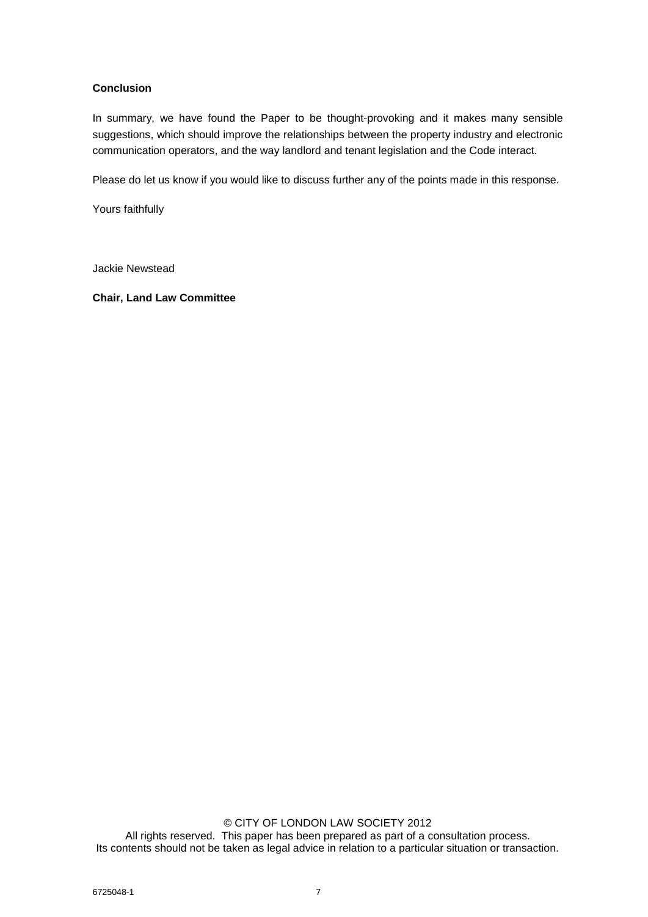**Conclusion**

In summary, we have found the Paper to be thought-provoking and it makes many sensible suggestions, which should improve the relationships between the property industry and electronic communication operators, and the way landlord and tenant legislation and the Code interact.

Please do let us know if you would like to discuss further any of the points made in this response.

Yours faithfully

Jackie Newstead

**Chair, Land Law Committee**

© CITY OF LONDON LAW SOCIETY 2012
All rights reserved. This paper has been prepared as part of a consultation process.
Its contents should not be taken as legal advice in relation to a particular situation or transaction.

6725048-1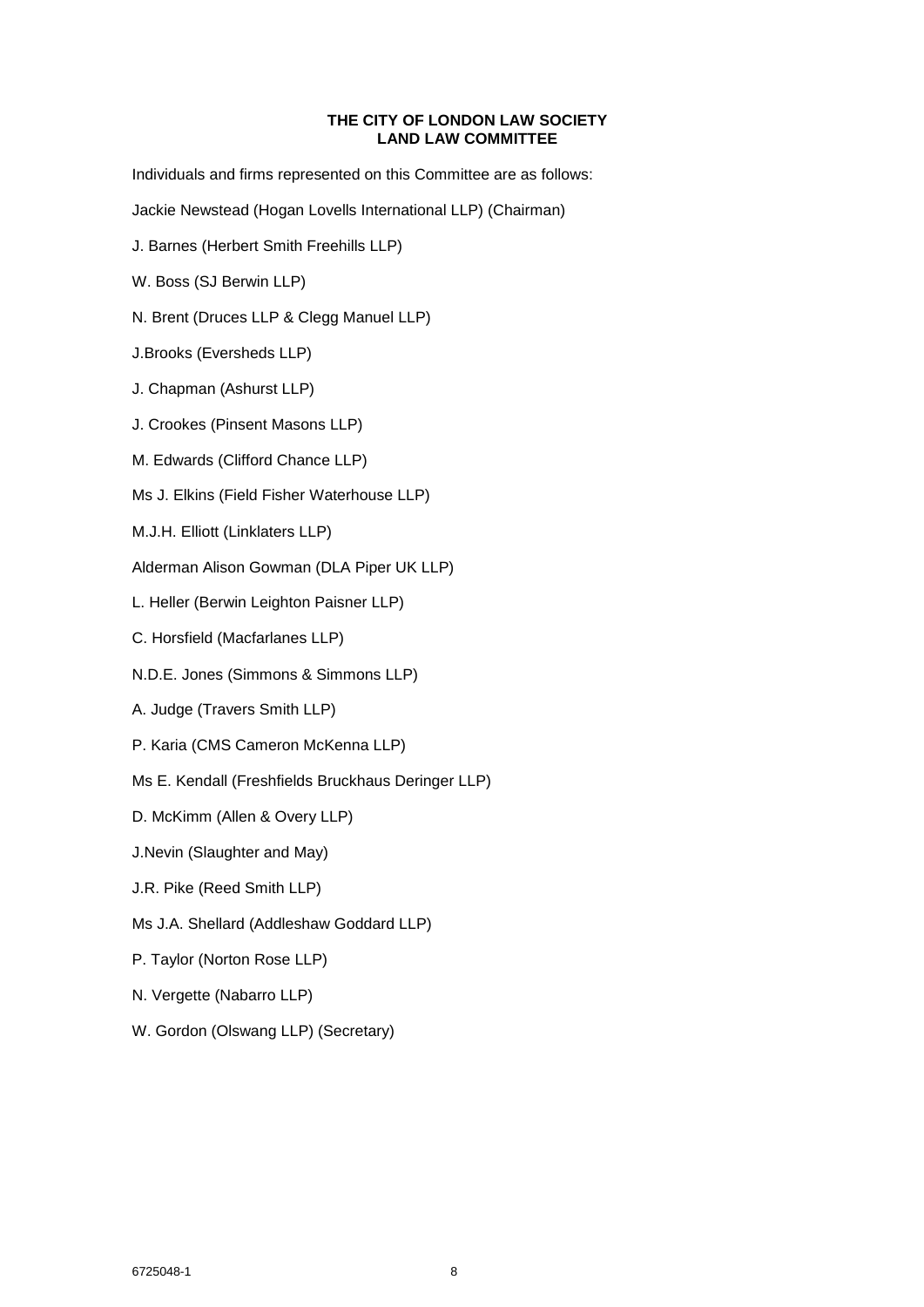**THE CITY OF LONDON LAW SOCIETY**
**LAND LAW COMMITTEE**

Individuals and firms represented on this Committee are as follows:

Jackie Newstead (Hogan Lovells International LLP) (Chairman)

J. Barnes (Herbert Smith Freehills LLP)

W. Boss (SJ Berwin LLP)

N. Brent (Druces LLP & Clegg Manuel LLP)

J.Brooks (Eversheds LLP)

J. Chapman (Ashurst LLP)

J. Crookes (Pinsent Masons LLP)

M. Edwards (Clifford Chance LLP)

Ms J. Elkins (Field Fisher Waterhouse LLP)

M.J.H. Elliott (Linklaters LLP)

Alderman Alison Gowman (DLA Piper UK LLP)

L. Heller (Berwin Leighton Paisner LLP)

C. Horsfield (Macfarlanes LLP)

N.D.E. Jones (Simmons & Simmons LLP)

A. Judge (Travers Smith LLP)

P. Karia (CMS Cameron McKenna LLP)

Ms E. Kendall (Freshfields Bruckhaus Deringer LLP)

D. McKimm (Allen & Overy LLP)

J.Nevin (Slaughter and May)

J.R. Pike (Reed Smith LLP)

Ms J.A. Shellard (Addleshaw Goddard LLP)

P. Taylor (Norton Rose LLP)

N. Vergette (Nabarro LLP)

W. Gordon (Olswang LLP) (Secretary)

6725048-1